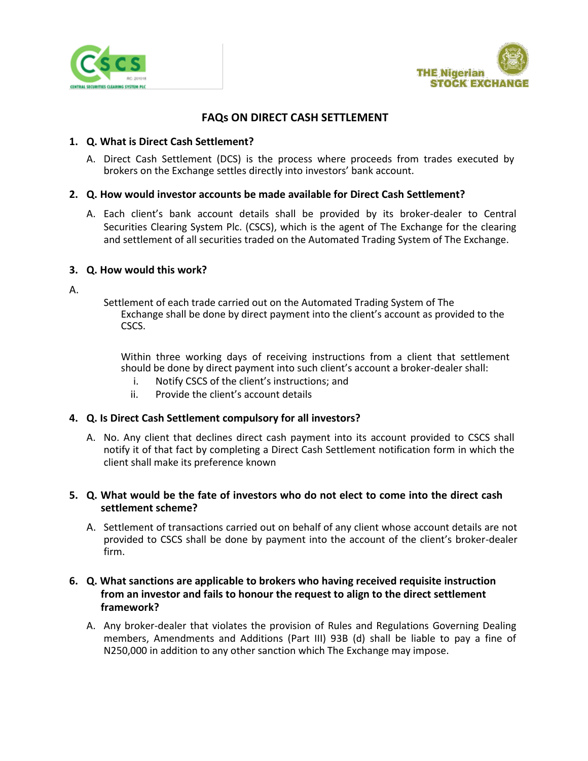# FAQs ON DIRECT CASH SETTLEMENT

1. **Q. What is Direct Cash Settlement?**

   A. Direct Cash Settlement (DCS) is the process where proceeds from trades executed by brokers on the Exchange settles directly into investors' bank account.

2. **Q. How would investor accounts be made available for Direct Cash Settlement?**

   A. Each client's bank account details shall be provided by its broker-dealer to Central Securities Clearing System Plc. (CSCS), which is the agent of The Exchange for the clearing and settlement of all securities traded on the Automated Trading System of The Exchange.

3. **Q. How would this work?**

A.

Settlement of each trade carried out on the Automated Trading System of The Exchange shall be done by direct payment into the client's account as provided to the CSCS.

Within three working days of receiving instructions from a client that settlement should be done by direct payment into such client's account a broker-dealer shall:

   i. Notify CSCS of the client's instructions; and
   ii. Provide the client's account details

4. **Q. Is Direct Cash Settlement compulsory for all investors?**

   A. No. Any client that declines direct cash payment into its account provided to CSCS shall notify it of that fact by completing a Direct Cash Settlement notification form in which the client shall make its preference known

5. **Q. What would be the fate of investors who do not elect to come into the direct cash settlement scheme?**

   A. Settlement of transactions carried out on behalf of any client whose account details are not provided to CSCS shall be done by payment into the account of the client's broker-dealer firm.

6. **Q. What sanctions are applicable to brokers who having received requisite instruction from an investor and fails to honour the request to align to the direct settlement framework?**

   A. Any broker-dealer that violates the provision of Rules and Regulations Governing Dealing members, Amendments and Additions (Part III) 93B (d) shall be liable to pay a fine of N250,000 in addition to any other sanction which The Exchange may impose.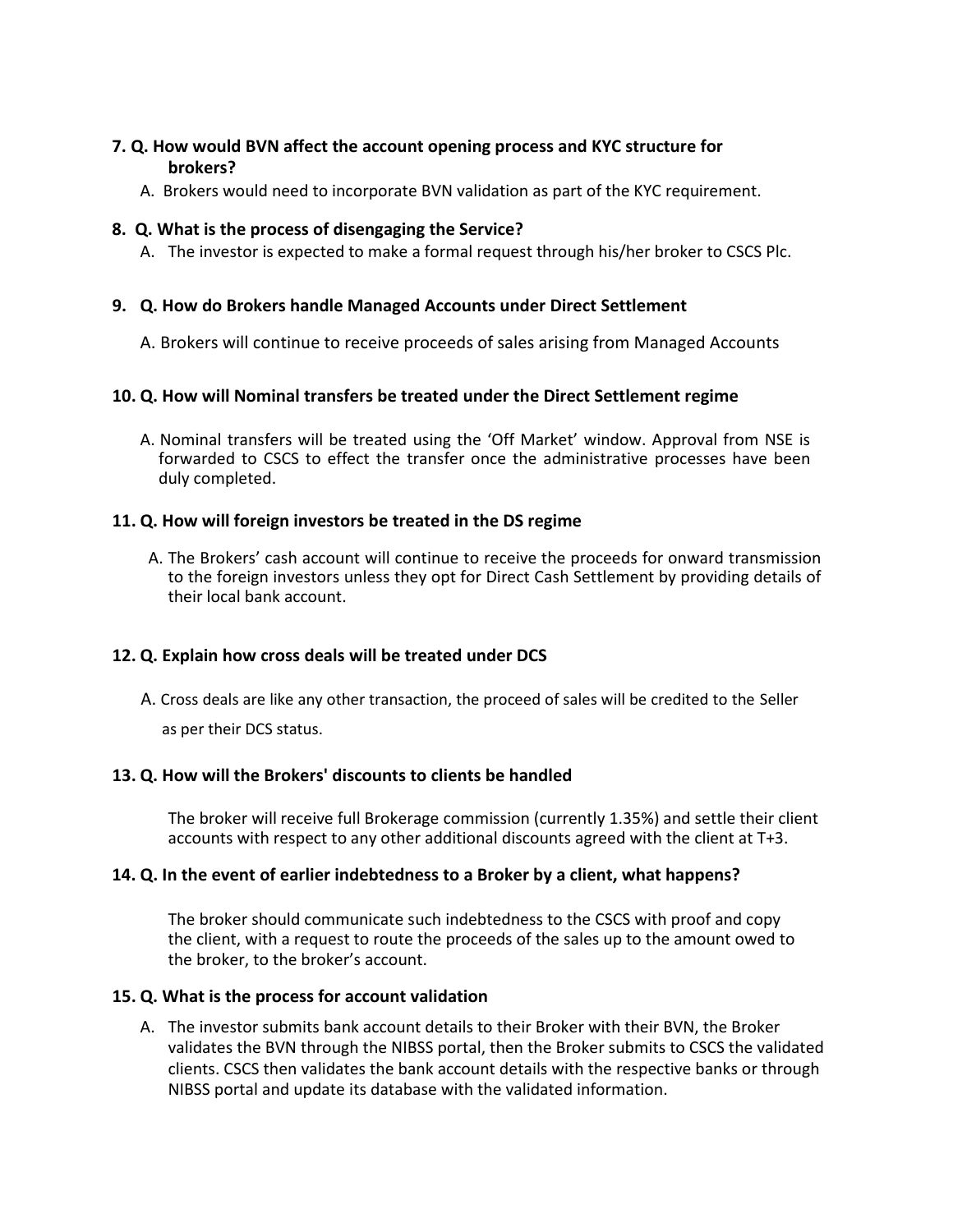**7. Q. How would BVN affect the account opening process and KYC structure for brokers?**

A. Brokers would need to incorporate BVN validation as part of the KYC requirement.

**8. Q. What is the process of disengaging the Service?**

A. The investor is expected to make a formal request through his/her broker to CSCS Plc.

**9. Q. How do Brokers handle Managed Accounts under Direct Settlement**

A. Brokers will continue to receive proceeds of sales arising from Managed Accounts

**10. Q. How will Nominal transfers be treated under the Direct Settlement regime**

A. Nominal transfers will be treated using the 'Off Market' window. Approval from NSE is forwarded to CSCS to effect the transfer once the administrative processes have been duly completed.

**11. Q. How will foreign investors be treated in the DS regime**

A. The Brokers' cash account will continue to receive the proceeds for onward transmission to the foreign investors unless they opt for Direct Cash Settlement by providing details of their local bank account.

**12. Q. Explain how cross deals will be treated under DCS**

A. Cross deals are like any other transaction, the proceed of sales will be credited to the Seller as per their DCS status.

**13. Q. How will the Brokers' discounts to clients be handled**

The broker will receive full Brokerage commission (currently 1.35%) and settle their client accounts with respect to any other additional discounts agreed with the client at T+3.

**14. Q. In the event of earlier indebtedness to a Broker by a client, what happens?**

The broker should communicate such indebtedness to the CSCS with proof and copy the client, with a request to route the proceeds of the sales up to the amount owed to the broker, to the broker's account.

**15. Q. What is the process for account validation**

A. The investor submits bank account details to their Broker with their BVN, the Broker validates the BVN through the NIBSS portal, then the Broker submits to CSCS the validated clients. CSCS then validates the bank account details with the respective banks or through NIBSS portal and update its database with the validated information.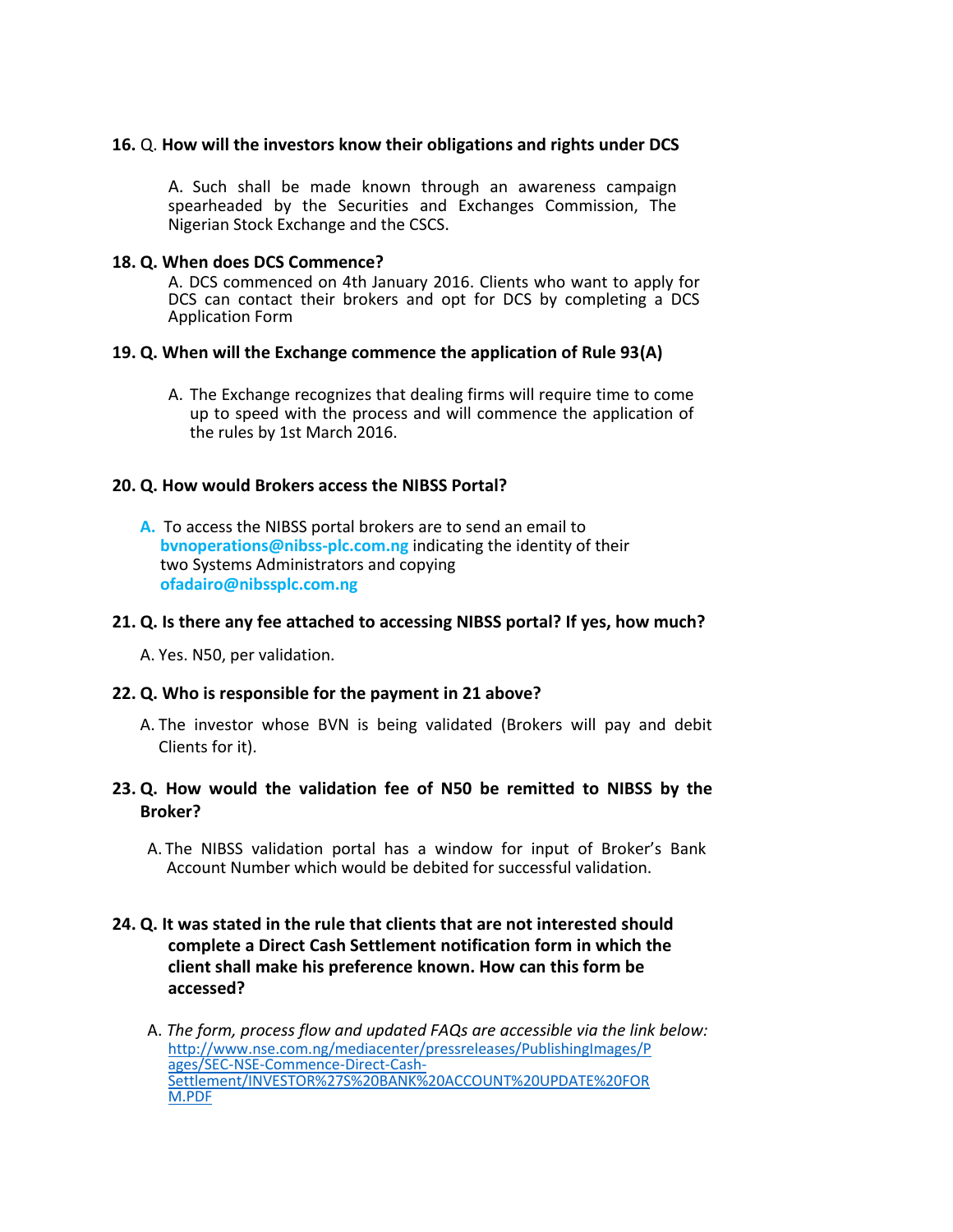**16.** Q. **How will the investors know their obligations and rights under DCS**

A. Such shall be made known through an awareness campaign spearheaded by the Securities and Exchanges Commission, The Nigerian Stock Exchange and the CSCS.

**18. Q. When does DCS Commence?**

A. DCS commenced on 4th January 2016. Clients who want to apply for DCS can contact their brokers and opt for DCS by completing a DCS Application Form

**19. Q. When will the Exchange commence the application of Rule 93(A)**

A. The Exchange recognizes that dealing firms will require time to come up to speed with the process and will commence the application of the rules by 1st March 2016.

**20. Q. How would Brokers access the NIBSS Portal?**

**A.** To access the NIBSS portal brokers are to send an email to **bvnoperations@nibss-plc.com.ng** indicating the identity of their two Systems Administrators and copying **ofadairo@nibssplc.com.ng**

**21. Q. Is there any fee attached to accessing NIBSS portal? If yes, how much?**

A. Yes. N50, per validation.

**22. Q. Who is responsible for the payment in 21 above?**

A. The investor whose BVN is being validated (Brokers will pay and debit Clients for it).

**23. Q. How would the validation fee of N50 be remitted to NIBSS by the Broker?**

A. The NIBSS validation portal has a window for input of Broker's Bank Account Number which would be debited for successful validation.

**24. Q. It was stated in the rule that clients that are not interested should complete a Direct Cash Settlement notification form in which the client shall make his preference known. How can this form be accessed?**

A. *The form, process flow and updated FAQs are accessible via the link below:*
http://www.nse.com.ng/mediacenter/pressreleases/PublishingImages/Pages/SEC-NSE-Commence-Direct-Cash-Settlement/INVESTOR%27S%20BANK%20ACCOUNT%20UPDATE%20FORM.PDF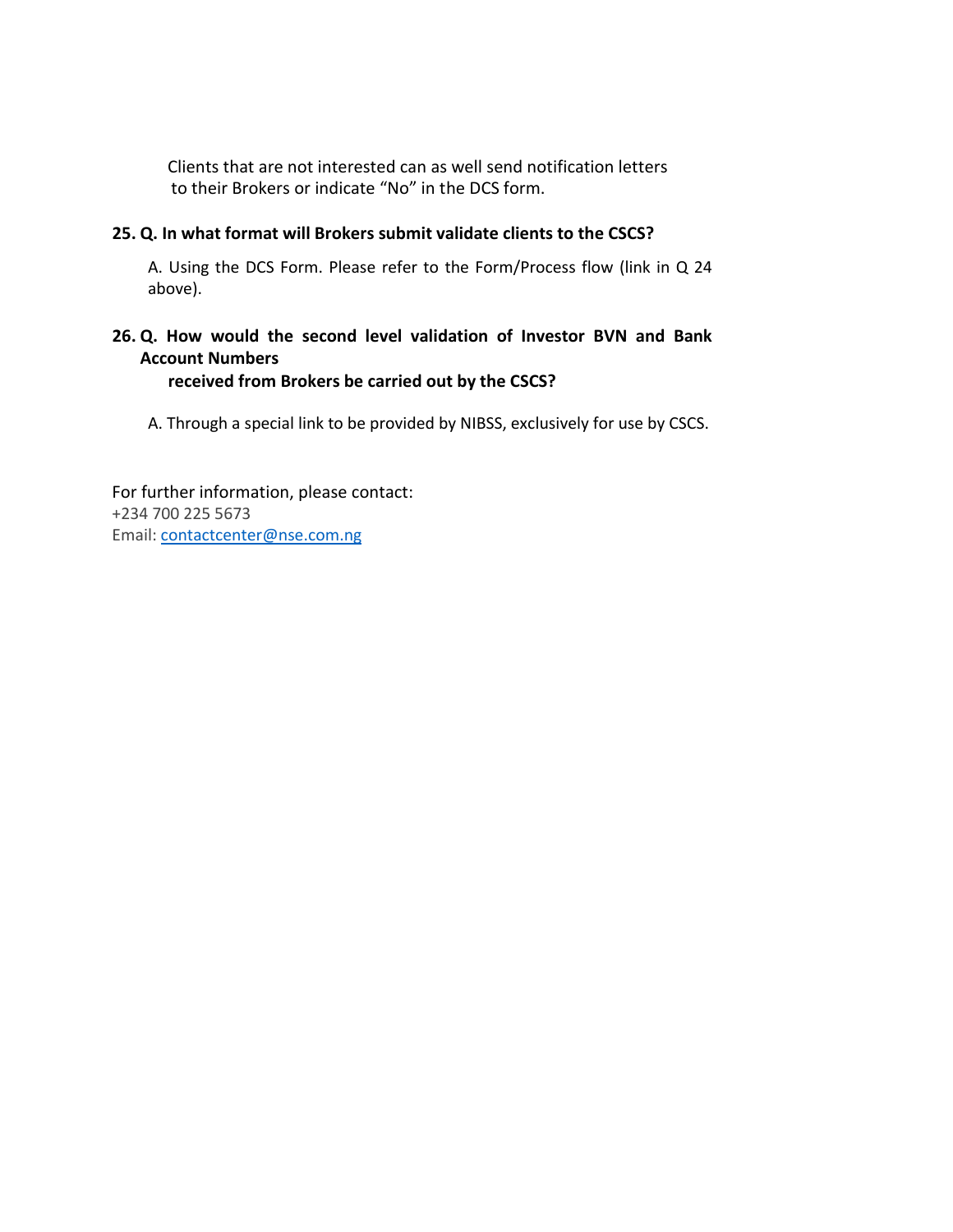Clients that are not interested can as well send notification letters to their Brokers or indicate “No” in the DCS form.

**25. Q. In what format will Brokers submit validate clients to the CSCS?**

A. Using the DCS Form. Please refer to the Form/Process flow (link in Q 24 above).

**26. Q. How would the second level validation of Investor BVN and Bank Account Numbers received from Brokers be carried out by the CSCS?**

A. Through a special link to be provided by NIBSS, exclusively for use by CSCS.

For further information, please contact:
+234 700 225 5673
Email: contactcenter@nse.com.ng